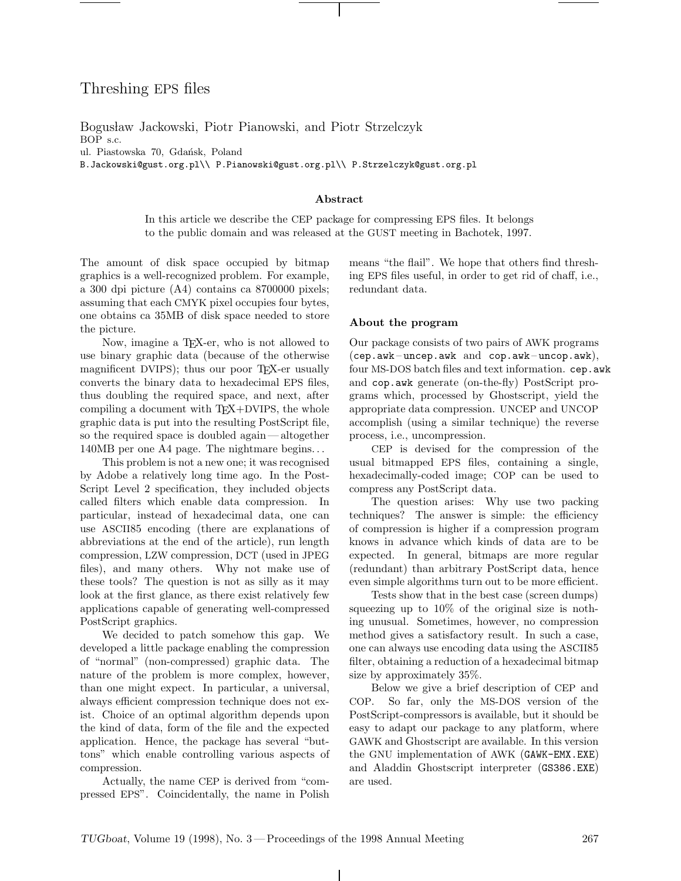# Threshing EPS files

Bogusław Jackowski, Piotr Pianowski, and Piotr Strzelczyk
BOP s.c.
ul. Piastowska 70, Gdańsk, Poland
B.Jackowski@gust.org.pl\\ P.Pianowski@gust.org.pl\\ P.Strzelczyk@gust.org.pl

### Abstract

In this article we describe the CEP package for compressing EPS files. It belongs to the public domain and was released at the GUST meeting in Bachotek, 1997.

The amount of disk space occupied by bitmap graphics is a well-recognized problem. For example, a 300 dpi picture (A4) contains ca 8700000 pixels; assuming that each CMYK pixel occupies four bytes, one obtains ca 35MB of disk space needed to store the picture.

Now, imagine a TEX-er, who is not allowed to use binary graphic data (because of the otherwise magnificent DVIPS); thus our poor TEX-er usually converts the binary data to hexadecimal EPS files, thus doubling the required space, and next, after compiling a document with TEX+DVIPS, the whole graphic data is put into the resulting PostScript file, so the required space is doubled again — altogether 140MB per one A4 page. The nightmare begins…

This problem is not a new one; it was recognised by Adobe a relatively long time ago. In the PostScript Level 2 specification, they included objects called filters which enable data compression. In particular, instead of hexadecimal data, one can use ASCII85 encoding (there are explanations of abbreviations at the end of the article), run length compression, LZW compression, DCT (used in JPEG files), and many others. Why not make use of these tools? The question is not as silly as it may look at the first glance, as there exist relatively few applications capable of generating well-compressed PostScript graphics.

We decided to patch somehow this gap. We developed a little package enabling the compression of "normal" (non-compressed) graphic data. The nature of the problem is more complex, however, than one might expect. In particular, a universal, always efficient compression technique does not exist. Choice of an optimal algorithm depends upon the kind of data, form of the file and the expected application. Hence, the package has several "buttons" which enable controlling various aspects of compression.

Actually, the name CEP is derived from "compressed EPS". Coincidentally, the name in Polish means "the flail". We hope that others find threshing EPS files useful, in order to get rid of chaff, i.e., redundant data.

### About the program

Our package consists of two pairs of AWK programs (`cep.awk`–`uncep.awk` and `cop.awk`–`uncop.awk`), four MS-DOS batch files and text information. `cep.awk` and `cop.awk` generate (on-the-fly) PostScript programs which, processed by Ghostscript, yield the appropriate data compression. UNCEP and UNCOP accomplish (using a similar technique) the reverse process, i.e., uncompression.

CEP is devised for the compression of the usual bitmapped EPS files, containing a single, hexadecimally-coded image; COP can be used to compress any PostScript data.

The question arises: Why use two packing techniques? The answer is simple: the efficiency of compression is higher if a compression program knows in advance which kinds of data are to be expected. In general, bitmaps are more regular (redundant) than arbitrary PostScript data, hence even simple algorithms turn out to be more efficient.

Tests show that in the best case (screen dumps) squeezing up to 10% of the original size is nothing unusual. Sometimes, however, no compression method gives a satisfactory result. In such a case, one can always use encoding data using the ASCII85 filter, obtaining a reduction of a hexadecimal bitmap size by approximately 35%.

Below we give a brief description of CEP and COP. So far, only the MS-DOS version of the PostScript-compressors is available, but it should be easy to adapt our package to any platform, where GAWK and Ghostscript are available. In this version the GNU implementation of AWK (`GAWK-EMX.EXE`) and Aladdin Ghostscript interpreter (`GS386.EXE`) are used.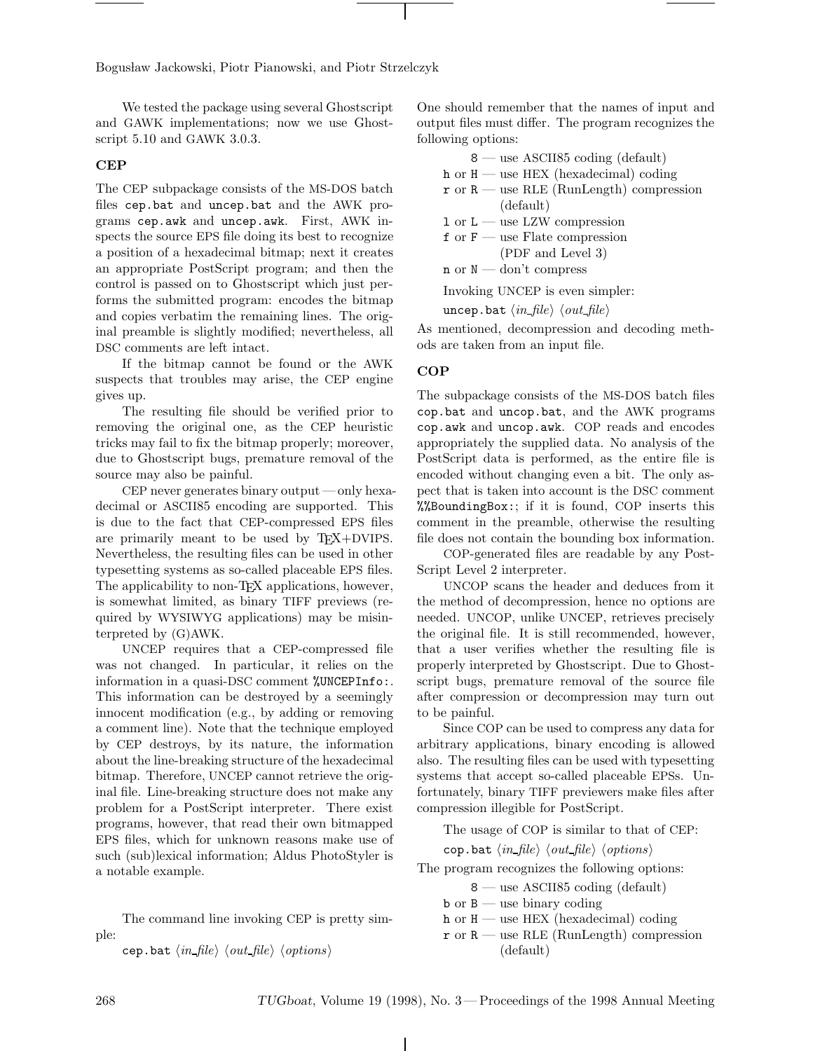We tested the package using several Ghostscript and GAWK implementations; now we use Ghostscript 5.10 and GAWK 3.0.3.

## CEP

The CEP subpackage consists of the MS-DOS batch files `cep.bat` and `uncep.bat` and the AWK programs `cep.awk` and `uncep.awk`. First, AWK inspects the source EPS file doing its best to recognize a position of a hexadecimal bitmap; next it creates an appropriate PostScript program; and then the control is passed on to Ghostscript which just performs the submitted program: encodes the bitmap and copies verbatim the remaining lines. The original preamble is slightly modified; nevertheless, all DSC comments are left intact.

If the bitmap cannot be found or the AWK suspects that troubles may arise, the CEP engine gives up.

The resulting file should be verified prior to removing the original one, as the CEP heuristic tricks may fail to fix the bitmap properly; moreover, due to Ghostscript bugs, premature removal of the source may also be painful.

CEP never generates binary output — only hexadecimal or ASCII85 encoding are supported. This is due to the fact that CEP-compressed EPS files are primarily meant to be used by TEX+DVIPS. Nevertheless, the resulting files can be used in other typesetting systems as so-called placeable EPS files. The applicability to non-TEX applications, however, is somewhat limited, as binary TIFF previews (required by WYSIWYG applications) may be misinterpreted by (G)AWK.

UNCEP requires that a CEP-compressed file was not changed. In particular, it relies on the information in a quasi-DSC comment `%UNCEPInfo:`. This information can be destroyed by a seemingly innocent modification (e.g., by adding or removing a comment line). Note that the technique employed by CEP destroys, by its nature, the information about the line-breaking structure of the hexadecimal bitmap. Therefore, UNCEP cannot retrieve the original file. Line-breaking structure does not make any problem for a PostScript interpreter. There exist programs, however, that read their own bitmapped EPS files, which for unknown reasons make use of such (sub)lexical information; Aldus PhotoStyler is a notable example.

The command line invoking CEP is pretty simple:

`cep.bat` ⟨*in_file*⟩ ⟨*out_file*⟩ ⟨*options*⟩

One should remember that the names of input and output files must differ. The program recognizes the following options:

- `8` — use ASCII85 coding (default)
- `h` or `H` — use HEX (hexadecimal) coding
- `r` or `R` — use RLE (RunLength) compression (default)
- `l` or `L` — use LZW compression
- `f` or `F` — use Flate compression (PDF and Level 3)
- `n` or `N` — don't compress

Invoking UNCEP is even simpler:

`uncep.bat` ⟨*in_file*⟩ ⟨*out_file*⟩

As mentioned, decompression and decoding methods are taken from an input file.

## COP

The subpackage consists of the MS-DOS batch files `cop.bat` and `uncop.bat`, and the AWK programs `cop.awk` and `uncop.awk`. COP reads and encodes appropriately the supplied data. No analysis of the PostScript data is performed, as the entire file is encoded without changing even a bit. The only aspect that is taken into account is the DSC comment `%%BoundingBox:`; if it is found, COP inserts this comment in the preamble, otherwise the resulting file does not contain the bounding box information.

COP-generated files are readable by any PostScript Level 2 interpreter.

UNCOP scans the header and deduces from it the method of decompression, hence no options are needed. UNCOP, unlike UNCEP, retrieves precisely the original file. It is still recommended, however, that a user verifies whether the resulting file is properly interpreted by Ghostscript. Due to Ghostscript bugs, premature removal of the source file after compression or decompression may turn out to be painful.

Since COP can be used to compress any data for arbitrary applications, binary encoding is allowed also. The resulting files can be used with typesetting systems that accept so-called placeable EPSs. Unfortunately, binary TIFF previewers make files after compression illegible for PostScript.

The usage of COP is similar to that of CEP:

`cop.bat` ⟨*in_file*⟩ ⟨*out_file*⟩ ⟨*options*⟩

The program recognizes the following options:

- `8` — use ASCII85 coding (default)
- `b` or `B` — use binary coding
- `h` or `H` — use HEX (hexadecimal) coding
- `r` or `R` — use RLE (RunLength) compression (default)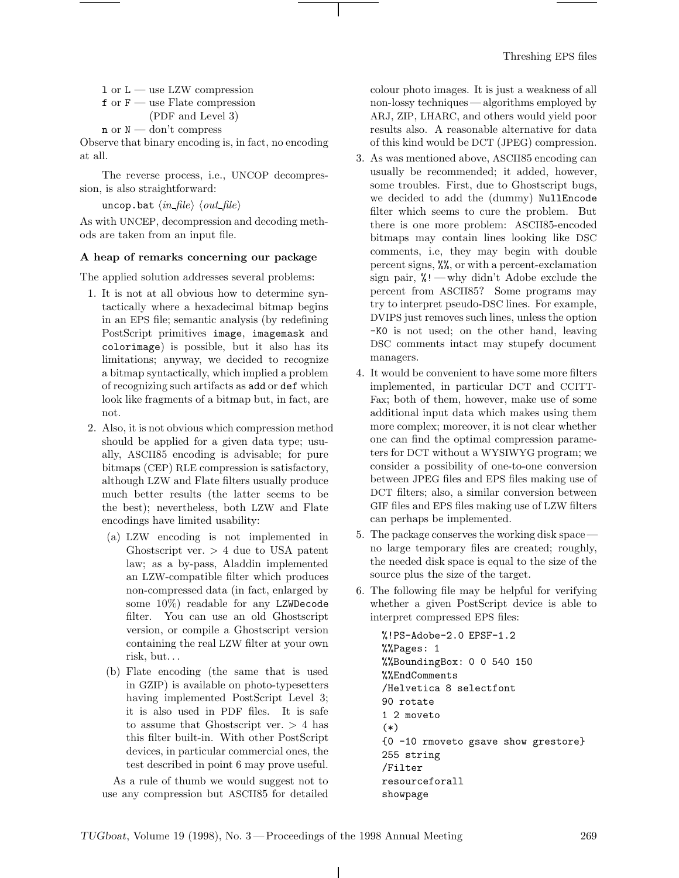l or L — use LZW compression
f or F — use Flate compression
(PDF and Level 3)
n or N — don't compress

Observe that binary encoding is, in fact, no encoding at all.

The reverse process, i.e., UNCOP decompression, is also straightforward:

uncop.bat ⟨*in_file*⟩ ⟨*out_file*⟩

As with UNCEP, decompression and decoding methods are taken from an input file.

**A heap of remarks concerning our package**

The applied solution addresses several problems:

1. It is not at all obvious how to determine syntactically where a hexadecimal bitmap begins in an EPS file; semantic analysis (by redefining PostScript primitives `image`, `imagemask` and `colorimage`) is possible, but it also has its limitations; anyway, we decided to recognize a bitmap syntactically, which implied a problem of recognizing such artifacts as `add` or `def` which look like fragments of a bitmap but, in fact, are not.
2. Also, it is not obvious which compression method should be applied for a given data type; usually, ASCII85 encoding is advisable; for pure bitmaps (CEP) RLE compression is satisfactory, although LZW and Flate filters usually produce much better results (the latter seems to be the best); nevertheless, both LZW and Flate encodings have limited usability:
   (a) LZW encoding is not implemented in Ghostscript ver. > 4 due to USA patent law; as a by-pass, Aladdin implemented an LZW-compatible filter which produces non-compressed data (in fact, enlarged by some 10%) readable for any `LZWDecode` filter. You can use an old Ghostscript version, or compile a Ghostscript version containing the real LZW filter at your own risk, but...
   (b) Flate encoding (the same that is used in GZIP) is available on photo-typesetters having implemented PostScript Level 3; it is also used in PDF files. It is safe to assume that Ghostscript ver. > 4 has this filter built-in. With other PostScript devices, in particular commercial ones, the test described in point 6 may prove useful.

   As a rule of thumb we would suggest not to use any compression but ASCII85 for detailed colour photo images. It is just a weakness of all non-lossy techniques — algorithms employed by ARJ, ZIP, LHARC, and others would yield poor results also. A reasonable alternative for data of this kind would be DCT (JPEG) compression.
3. As was mentioned above, ASCII85 encoding can usually be recommended; it added, however, some troubles. First, due to Ghostscript bugs, we decided to add the (dummy) `NullEncode` filter which seems to cure the problem. But there is one more problem: ASCII85-encoded bitmaps may contain lines looking like DSC comments, i.e, they may begin with double percent signs, `%%`, or with a percent-exclamation sign pair, `%!` — why didn't Adobe exclude the percent from ASCII85? Some programs may try to interpret pseudo-DSC lines. For example, DVIPS just removes such lines, unless the option `-K0` is not used; on the other hand, leaving DSC comments intact may stupefy document managers.
4. It would be convenient to have some more filters implemented, in particular DCT and CCITT-Fax; both of them, however, make use of some additional input data which makes using them more complex; moreover, it is not clear whether one can find the optimal compression parameters for DCT without a WYSIWYG program; we consider a possibility of one-to-one conversion between JPEG files and EPS files making use of DCT filters; also, a similar conversion between GIF files and EPS files making use of LZW filters can perhaps be implemented.
5. The package conserves the working disk space — no large temporary files are created; roughly, the needed disk space is equal to the size of the source plus the size of the target.
6. The following file may be helpful for verifying whether a given PostScript device is able to interpret compressed EPS files:

```
%!PS-Adobe-2.0 EPSF-1.2
%%Pages: 1
%%BoundingBox: 0 0 540 150
%%EndComments
/Helvetica 8 selectfont
90 rotate
1 2 moveto
(*)
{0 -10 rmoveto gsave show grestore}
255 string
/Filter
resourceforall
showpage
```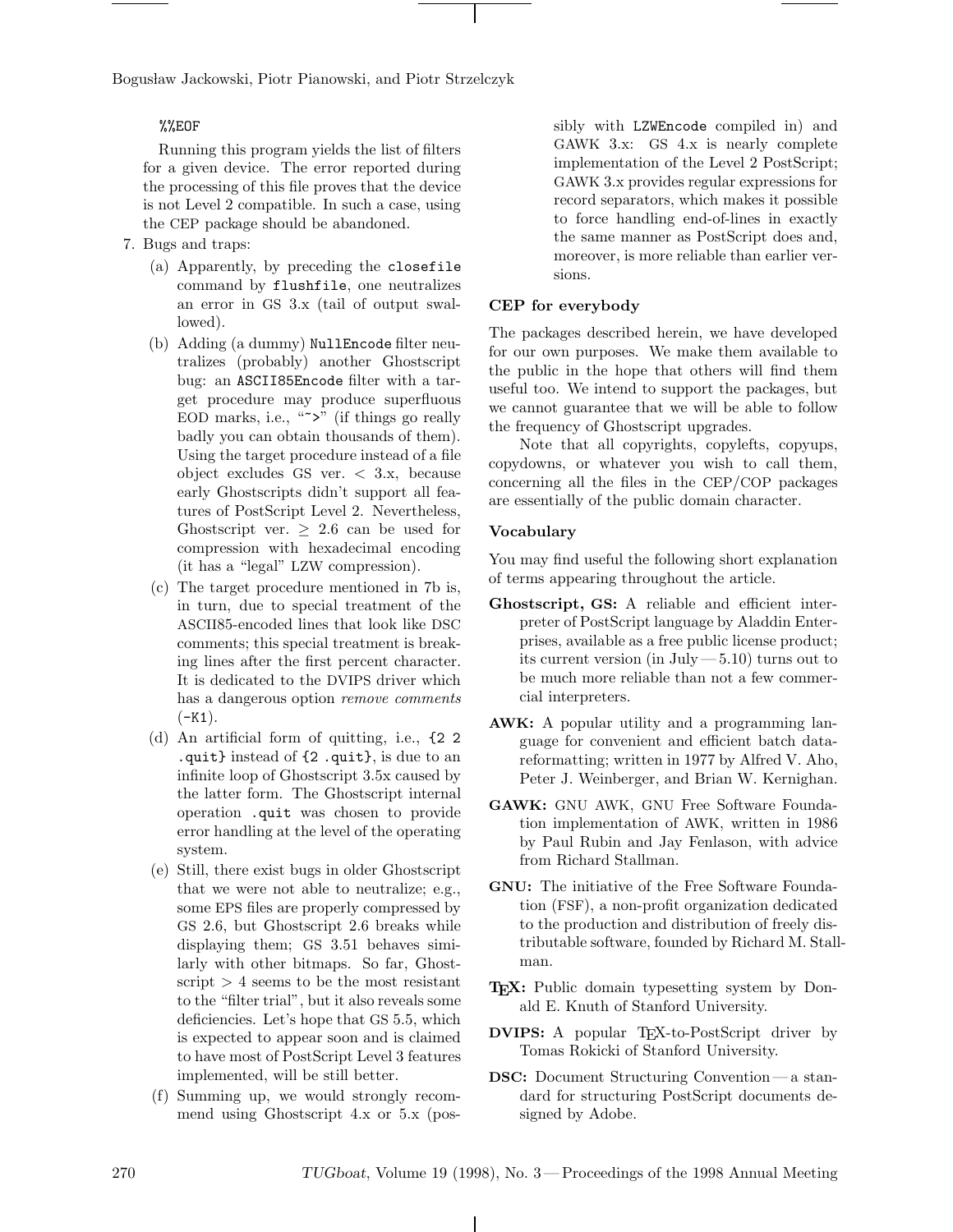```
%%EOF
```

Running this program yields the list of filters for a given device. The error reported during the processing of this file proves that the device is not Level 2 compatible. In such a case, using the CEP package should be abandoned.

7. Bugs and traps:
   (a) Apparently, by preceding the `closefile` command by `flushfile`, one neutralizes an error in GS 3.x (tail of output swallowed).
   (b) Adding (a dummy) `NullEncode` filter neutralizes (probably) another Ghostscript bug: an `ASCII85Encode` filter with a target procedure may produce superfluous EOD marks, i.e., "`~>`" (if things go really badly you can obtain thousands of them). Using the target procedure instead of a file object excludes GS ver. $< 3.x$, because early Ghostscripts didn't support all features of PostScript Level 2. Nevertheless, Ghostscript ver. $\geq 2.6$ can be used for compression with hexadecimal encoding (it has a "legal" LZW compression).
   (c) The target procedure mentioned in 7b is, in turn, due to special treatment of the ASCII85-encoded lines that look like DSC comments; this special treatment is breaking lines after the first percent character. It is dedicated to the DVIPS driver which has a dangerous option *remove comments* (`-K1`).
   (d) An artificial form of quitting, i.e., `{2 2 .quit}` instead of `{2 .quit}`, is due to an infinite loop of Ghostscript 3.5x caused by the latter form. The Ghostscript internal operation `.quit` was chosen to provide error handling at the level of the operating system.
   (e) Still, there exist bugs in older Ghostscript that we were not able to neutralize; e.g., some EPS files are properly compressed by GS 2.6, but Ghostscript 2.6 breaks while displaying them; GS 3.51 behaves similarly with other bitmaps. So far, Ghostscript $> 4$ seems to be the most resistant to the "filter trial", but it also reveals some deficiencies. Let's hope that GS 5.5, which is expected to appear soon and is claimed to have most of PostScript Level 3 features implemented, will be still better.
   (f) Summing up, we would strongly recommend using Ghostscript 4.x or 5.x (possibly with `LZWEncode` compiled in) and GAWK 3.x: GS 4.x is nearly complete implementation of the Level 2 PostScript; GAWK 3.x provides regular expressions for record separators, which makes it possible to force handling end-of-lines in exactly the same manner as PostScript does and, moreover, is more reliable than earlier versions.

### CEP for everybody

The packages described herein, we have developed for our own purposes. We make them available to the public in the hope that others will find them useful too. We intend to support the packages, but we cannot guarantee that we will be able to follow the frequency of Ghostscript upgrades.

Note that all copyrights, copylefts, copyups, copydowns, or whatever you wish to call them, concerning all the files in the CEP/COP packages are essentially of the public domain character.

### Vocabulary

You may find useful the following short explanation of terms appearing throughout the article.

**Ghostscript, GS:** A reliable and efficient interpreter of PostScript language by Aladdin Enterprises, available as a free public license product; its current version (in July — 5.10) turns out to be much more reliable than not a few commercial interpreters.

**AWK:** A popular utility and a programming language for convenient and efficient batch data-reformatting; written in 1977 by Alfred V. Aho, Peter J. Weinberger, and Brian W. Kernighan.

**GAWK:** GNU AWK, GNU Free Software Foundation implementation of AWK, written in 1986 by Paul Rubin and Jay Fenlason, with advice from Richard Stallman.

**GNU:** The initiative of the Free Software Foundation (FSF), a non-profit organization dedicated to the production and distribution of freely distributable software, founded by Richard M. Stallman.

**TeX:** Public domain typesetting system by Donald E. Knuth of Stanford University.

**DVIPS:** A popular TeX-to-PostScript driver by Tomas Rokicki of Stanford University.

**DSC:** Document Structuring Convention — a standard for structuring PostScript documents designed by Adobe.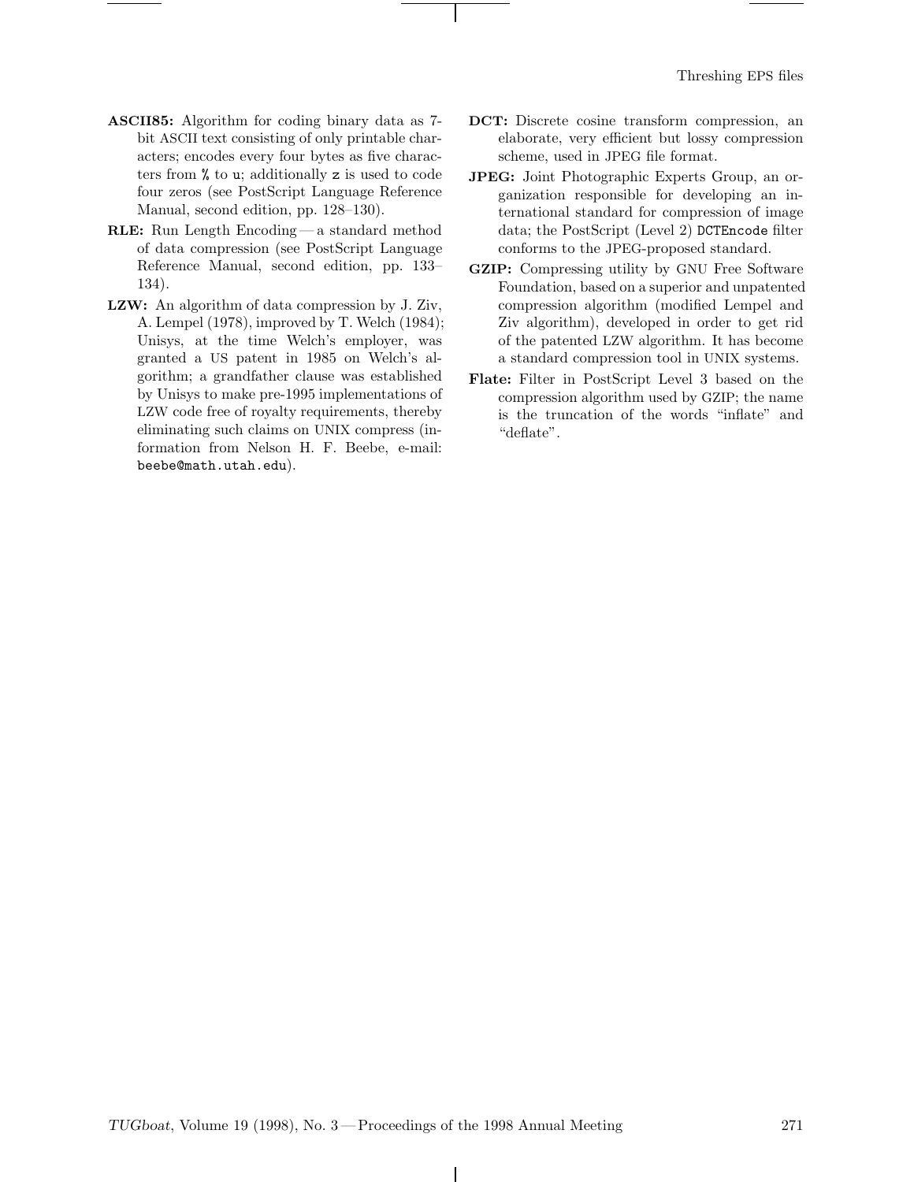**ASCII85:** Algorithm for coding binary data as 7-bit ASCII text consisting of only printable characters; encodes every four bytes as five characters from `%` to `u`; additionally `z` is used to code four zeros (see PostScript Language Reference Manual, second edition, pp. 128–130).

**RLE:** Run Length Encoding — a standard method of data compression (see PostScript Language Reference Manual, second edition, pp. 133–134).

**LZW:** An algorithm of data compression by J. Ziv, A. Lempel (1978), improved by T. Welch (1984); Unisys, at the time Welch's employer, was granted a US patent in 1985 on Welch's algorithm; a grandfather clause was established by Unisys to make pre-1995 implementations of LZW code free of royalty requirements, thereby eliminating such claims on UNIX compress (information from Nelson H. F. Beebe, e-mail: `beebe@math.utah.edu`).

**DCT:** Discrete cosine transform compression, an elaborate, very efficient but lossy compression scheme, used in JPEG file format.

**JPEG:** Joint Photographic Experts Group, an organization responsible for developing an international standard for compression of image data; the PostScript (Level 2) `DCTEncode` filter conforms to the JPEG-proposed standard.

**GZIP:** Compressing utility by GNU Free Software Foundation, based on a superior and unpatented compression algorithm (modified Lempel and Ziv algorithm), developed in order to get rid of the patented LZW algorithm. It has become a standard compression tool in UNIX systems.

**Flate:** Filter in PostScript Level 3 based on the compression algorithm used by GZIP; the name is the truncation of the words "inflate" and "deflate".